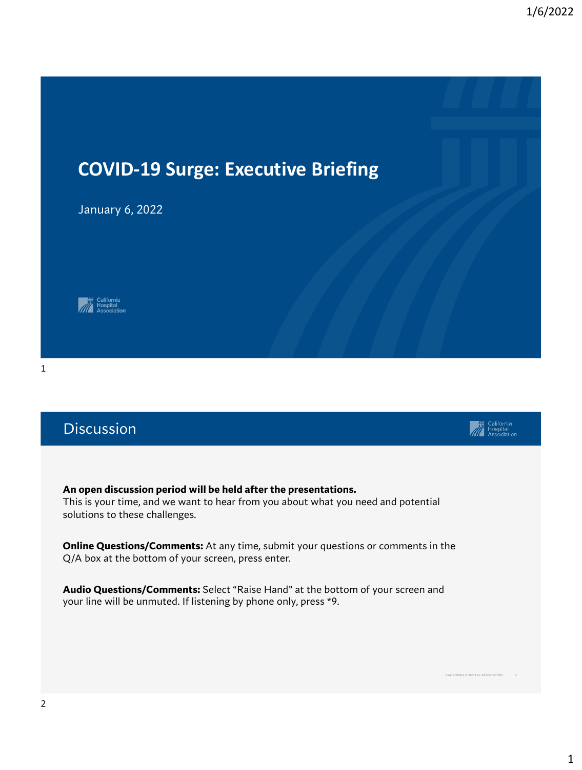# COVID-19 Surge: Executive Briefing

January 6, 2022

California Hospital Association

## Discussion

**An open discussion period will be held after the presentations.**
This is your time, and we want to hear from you about what you need and potential solutions to these challenges.

**Online Questions/Comments:** At any time, submit your questions or comments in the Q/A box at the bottom of your screen, press enter.

**Audio Questions/Comments:** Select "Raise Hand" at the bottom of your screen and your line will be unmuted. If listening by phone only, press *9.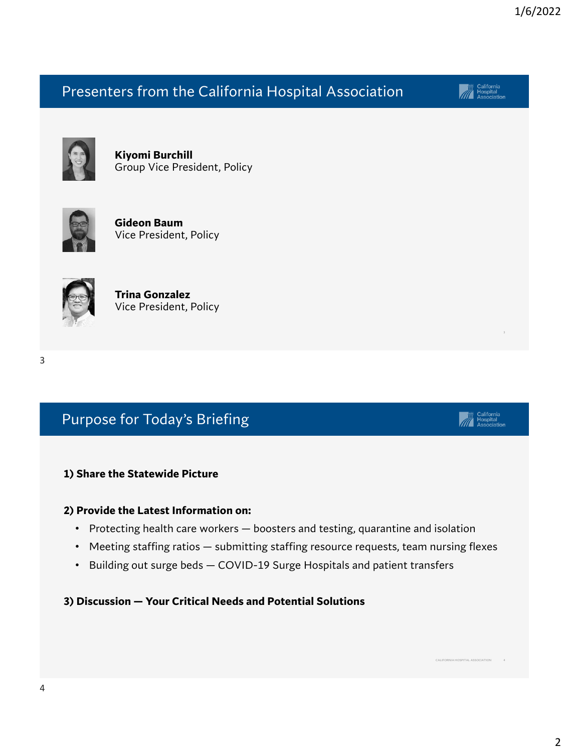## Presenters from the California Hospital Association

**Kiyomi Burchill**
Group Vice President, Policy

**Gideon Baum**
Vice President, Policy

**Trina Gonzalez**
Vice President, Policy

## Purpose for Today's Briefing

**1) Share the Statewide Picture**

**2) Provide the Latest Information on:**

- Protecting health care workers — boosters and testing, quarantine and isolation
- Meeting staffing ratios — submitting staffing resource requests, team nursing flexes
- Building out surge beds — COVID-19 Surge Hospitals and patient transfers

**3) Discussion — Your Critical Needs and Potential Solutions**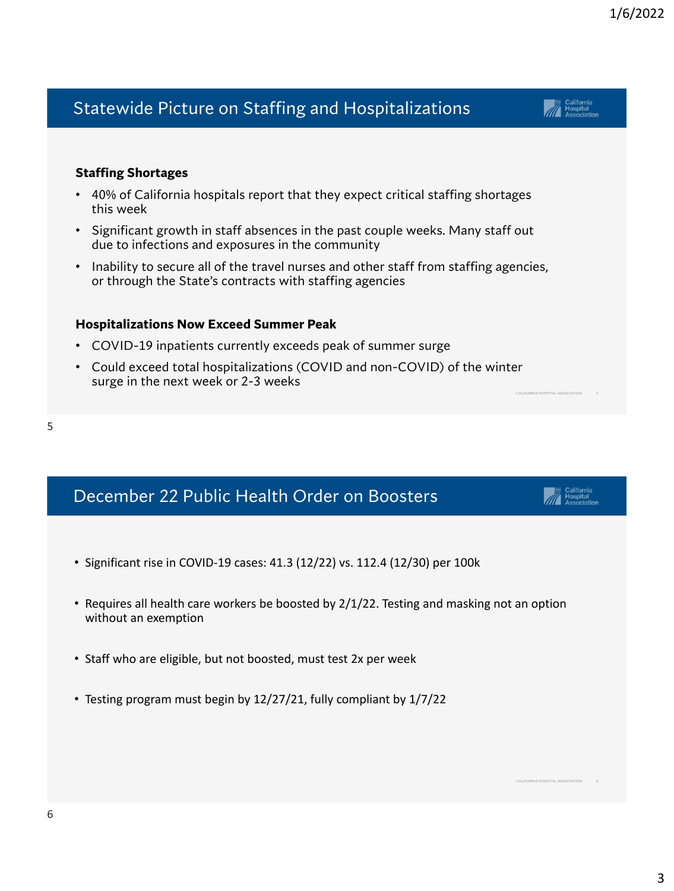## Statewide Picture on Staffing and Hospitalizations

**Staffing Shortages**

- 40% of California hospitals report that they expect critical staffing shortages this week
- Significant growth in staff absences in the past couple weeks. Many staff out due to infections and exposures in the community
- Inability to secure all of the travel nurses and other staff from staffing agencies, or through the State's contracts with staffing agencies

**Hospitalizations Now Exceed Summer Peak**

- COVID-19 inpatients currently exceeds peak of summer surge
- Could exceed total hospitalizations (COVID and non-COVID) of the winter surge in the next week or 2-3 weeks

## December 22 Public Health Order on Boosters

- Significant rise in COVID-19 cases: 41.3 (12/22) vs. 112.4 (12/30) per 100k
- Requires all health care workers be boosted by 2/1/22. Testing and masking not an option without an exemption
- Staff who are eligible, but not boosted, must test 2x per week
- Testing program must begin by 12/27/21, fully compliant by 1/7/22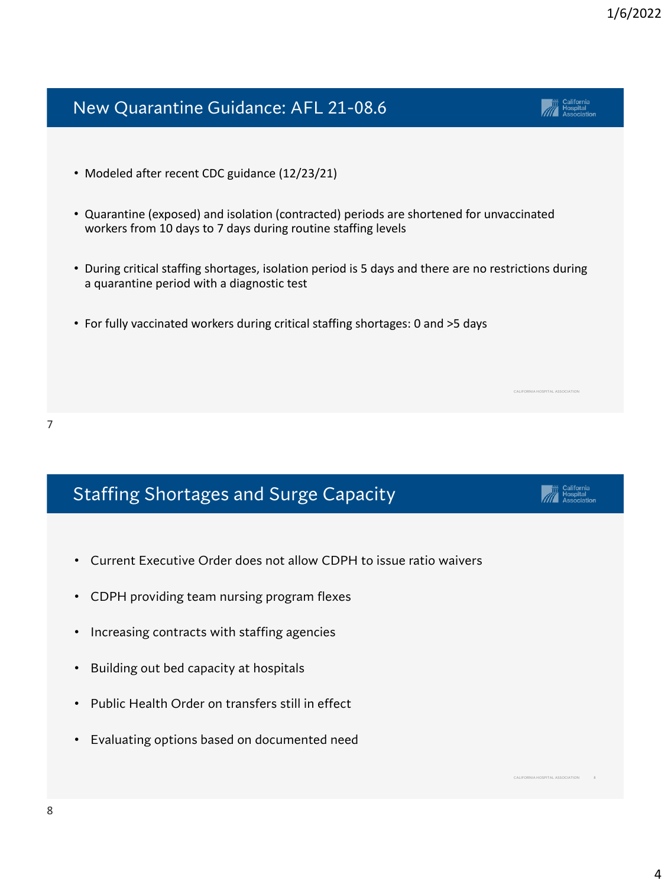## New Quarantine Guidance: AFL 21-08.6

- Modeled after recent CDC guidance (12/23/21)
- Quarantine (exposed) and isolation (contracted) periods are shortened for unvaccinated workers from 10 days to 7 days during routine staffing levels
- During critical staffing shortages, isolation period is 5 days and there are no restrictions during a quarantine period with a diagnostic test
- For fully vaccinated workers during critical staffing shortages: 0 and >5 days

## Staffing Shortages and Surge Capacity

- Current Executive Order does not allow CDPH to issue ratio waivers
- CDPH providing team nursing program flexes
- Increasing contracts with staffing agencies
- Building out bed capacity at hospitals
- Public Health Order on transfers still in effect
- Evaluating options based on documented need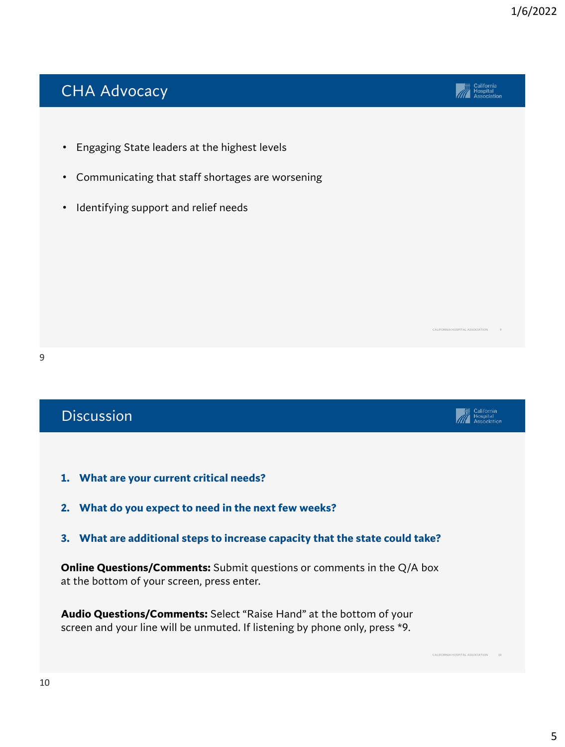## CHA Advocacy

- Engaging State leaders at the highest levels
- Communicating that staff shortages are worsening
- Identifying support and relief needs

## Discussion

1. **What are your current critical needs?**
2. **What do you expect to need in the next few weeks?**
3. **What are additional steps to increase capacity that the state could take?**

**Online Questions/Comments:** Submit questions or comments in the Q/A box at the bottom of your screen, press enter.

**Audio Questions/Comments:** Select "Raise Hand" at the bottom of your screen and your line will be unmuted. If listening by phone only, press *9.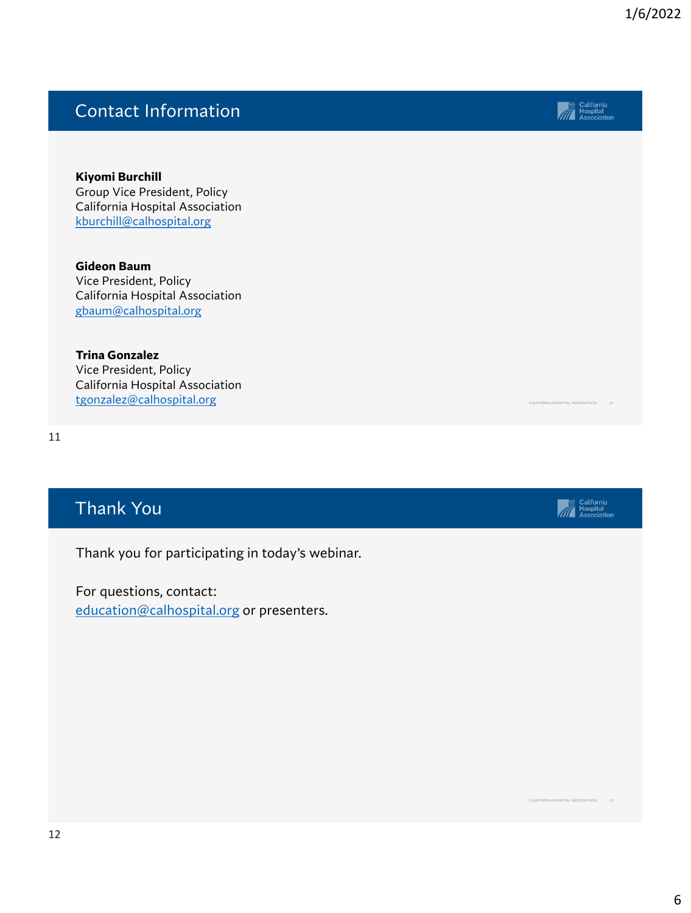## Contact Information

**Kiyomi Burchill**
Group Vice President, Policy
California Hospital Association
kburchill@calhospital.org

**Gideon Baum**
Vice President, Policy
California Hospital Association
gbaum@calhospital.org

**Trina Gonzalez**
Vice President, Policy
California Hospital Association
tgonzalez@calhospital.org

## Thank You

Thank you for participating in today's webinar.

For questions, contact:
education@calhospital.org or presenters.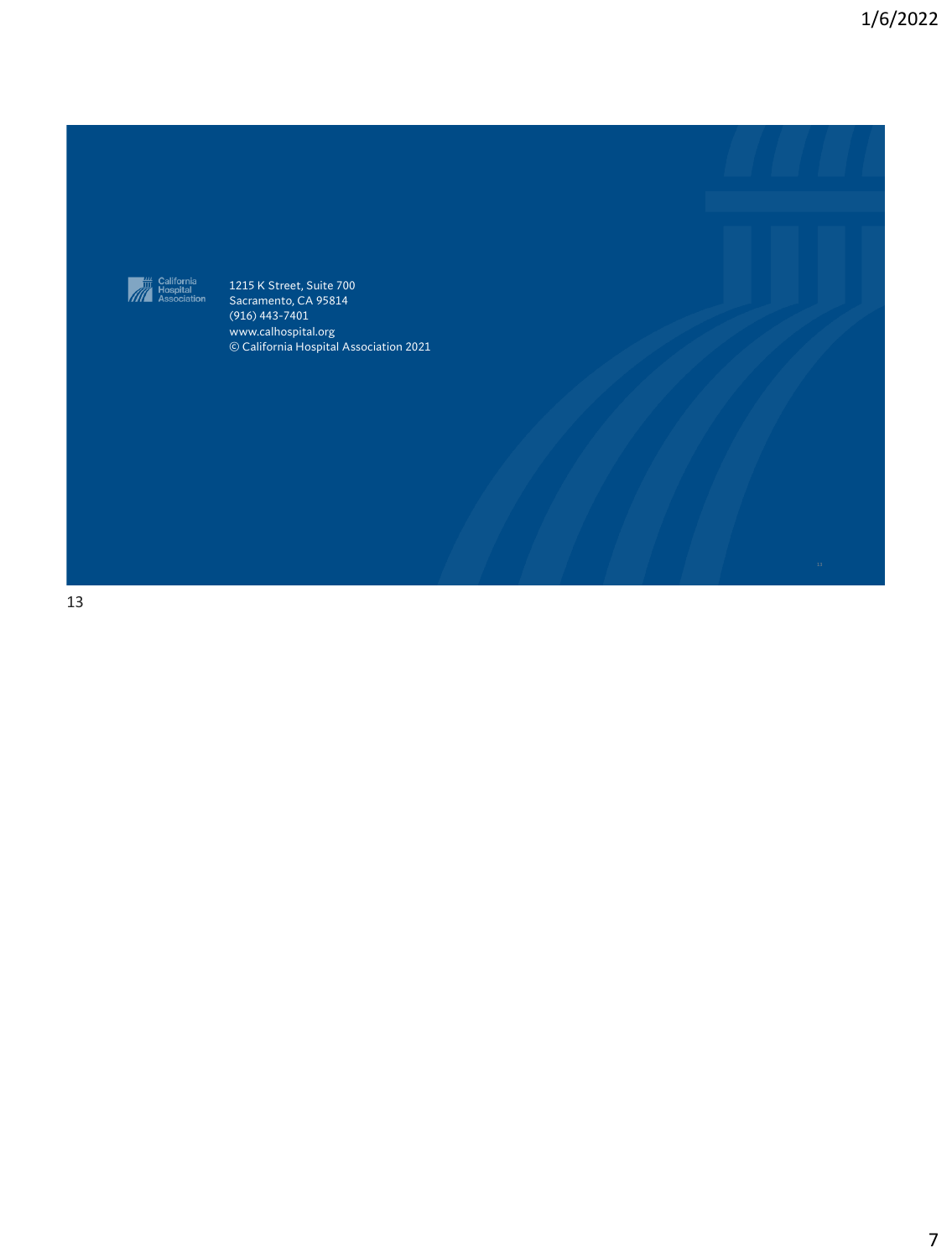California Hospital Association

1215 K Street, Suite 700
Sacramento, CA 95814
(916) 443-7401
www.calhospital.org
© California Hospital Association 2021